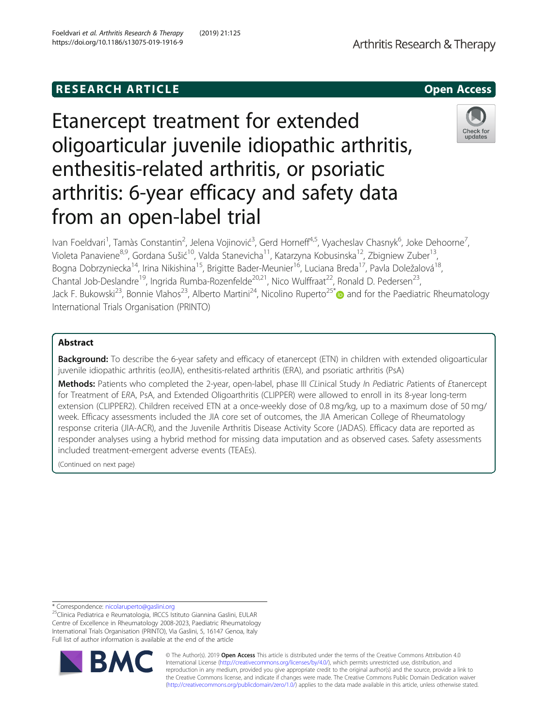RESEARCH ARTICLE

Open Access

# Etanercept treatment for extended oligoarticular juvenile idiopathic arthritis, enthesitis-related arthritis, or psoriatic arthritis: 6-year efficacy and safety data from an open-label trial

Ivan Foeldvari[1], Tamàs Constantin[2], Jelena Vojinović[3], Gerd Horneff[4,5], Vyacheslav Chasnyk[6], Joke Dehoorne[7], Violeta Panaviene[8,9], Gordana Sušić[10], Valda Stanevicha[11], Katarzyna Kobusinska[12], Zbigniew Zuber[13], Bogna Dobrzyniecka[14], Irina Nikishina[15], Brigitte Bader-Meunier[16], Luciana Breda[17], Pavla Doležalová[18], Chantal Job-Deslandre[19], Ingrida Rumba-Rozenfelde[20,21], Nico Wulffraat[22], Ronald D. Pedersen[23], Jack F. Bukowski[23], Bonnie Vlahos[23], Alberto Martini[24], Nicolino Ruperto[25]* and for the Paediatric Rheumatology International Trials Organisation (PRINTO)

## Abstract

**Background:** To describe the 6-year safety and efficacy of etanercept (ETN) in children with extended oligoarticular juvenile idiopathic arthritis (eoJIA), enthesitis-related arthritis (ERA), and psoriatic arthritis (PsA)

**Methods:** Patients who completed the 2-year, open-label, phase III *CL*inical Study *I*n *P*ediatric *P*atients of *E*tanercept for Treatment of E*R*A, PsA, and Extended Oligoarthritis (CLIPPER) were allowed to enroll in its 8-year long-term extension (CLIPPER2). Children received ETN at a once-weekly dose of 0.8 mg/kg, up to a maximum dose of 50 mg/week. Efficacy assessments included the JIA core set of outcomes, the JIA American College of Rheumatology response criteria (JIA-ACR), and the Juvenile Arthritis Disease Activity Score (JADAS). Efficacy data are reported as responder analyses using a hybrid method for missing data imputation and as observed cases. Safety assessments included treatment-emergent adverse events (TEAEs).

(Continued on next page)

* Correspondence: nicolaruperto@gaslini.org
[25]Clinica Pediatrica e Reumatologia, IRCCS Istituto Giannina Gaslini, EULAR Centre of Excellence in Rheumatology 2008-2023, Paediatric Rheumatology International Trials Organisation (PRINTO), Via Gaslini, 5, 16147 Genoa, Italy
Full list of author information is available at the end of the article

© The Author(s). 2019 **Open Access** This article is distributed under the terms of the Creative Commons Attribution 4.0 International License (http://creativecommons.org/licenses/by/4.0/), which permits unrestricted use, distribution, and reproduction in any medium, provided you give appropriate credit to the original author(s) and the source, provide a link to the Creative Commons license, and indicate if changes were made. The Creative Commons Public Domain Dedication waiver (http://creativecommons.org/publicdomain/zero/1.0/) applies to the data made available in this article, unless otherwise stated.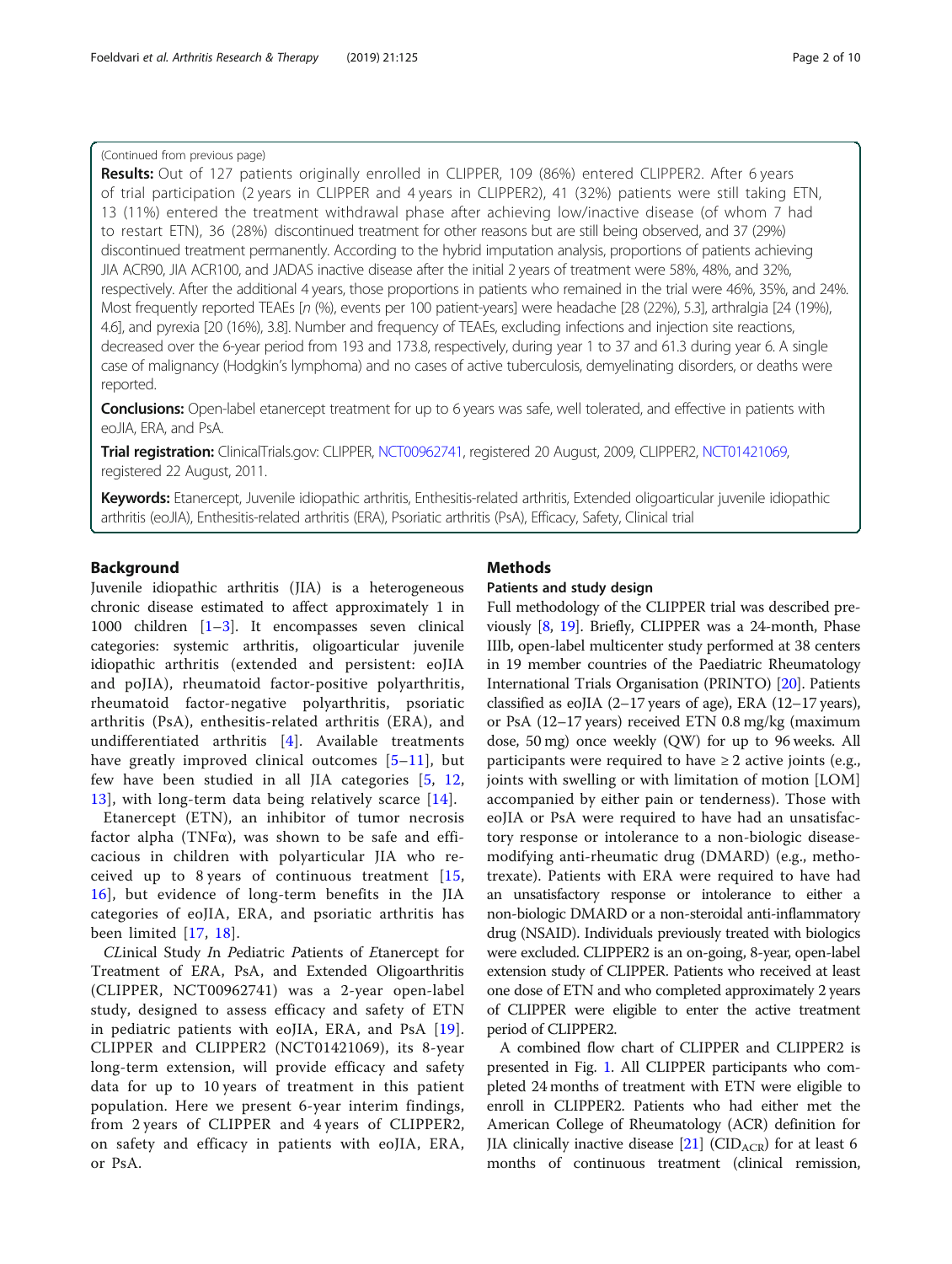(Continued from previous page)

**Results:** Out of 127 patients originally enrolled in CLIPPER, 109 (86%) entered CLIPPER2. After 6 years of trial participation (2 years in CLIPPER and 4 years in CLIPPER2), 41 (32%) patients were still taking ETN, 13 (11%) entered the treatment withdrawal phase after achieving low/inactive disease (of whom 7 had to restart ETN), 36 (28%) discontinued treatment for other reasons but are still being observed, and 37 (29%) discontinued treatment permanently. According to the hybrid imputation analysis, proportions of patients achieving JIA ACR90, JIA ACR100, and JADAS inactive disease after the initial 2 years of treatment were 58%, 48%, and 32%, respectively. After the additional 4 years, those proportions in patients who remained in the trial were 46%, 35%, and 24%. Most frequently reported TEAEs [*n* (%), events per 100 patient-years] were headache [28 (22%), 5.3], arthralgia [24 (19%), 4.6], and pyrexia [20 (16%), 3.8]. Number and frequency of TEAEs, excluding infections and injection site reactions, decreased over the 6-year period from 193 and 173.8, respectively, during year 1 to 37 and 61.3 during year 6. A single case of malignancy (Hodgkin's lymphoma) and no cases of active tuberculosis, demyelinating disorders, or deaths were reported.

**Conclusions:** Open-label etanercept treatment for up to 6 years was safe, well tolerated, and effective in patients with eoJIA, ERA, and PsA.

**Trial registration:** ClinicalTrials.gov: CLIPPER, NCT00962741, registered 20 August, 2009, CLIPPER2, NCT01421069, registered 22 August, 2011.

**Keywords:** Etanercept, Juvenile idiopathic arthritis, Enthesitis-related arthritis, Extended oligoarticular juvenile idiopathic arthritis (eoJIA), Enthesitis-related arthritis (ERA), Psoriatic arthritis (PsA), Efficacy, Safety, Clinical trial

## Background

Juvenile idiopathic arthritis (JIA) is a heterogeneous chronic disease estimated to affect approximately 1 in 1000 children [1–3]. It encompasses seven clinical categories: systemic arthritis, oligoarticular juvenile idiopathic arthritis (extended and persistent: eoJIA and poJIA), rheumatoid factor-positive polyarthritis, rheumatoid factor-negative polyarthritis, psoriatic arthritis (PsA), enthesitis-related arthritis (ERA), and undifferentiated arthritis [4]. Available treatments have greatly improved clinical outcomes [5–11], but few have been studied in all JIA categories [5, 12, 13], with long-term data being relatively scarce [14].

Etanercept (ETN), an inhibitor of tumor necrosis factor alpha (TNFα), was shown to be safe and efficacious in children with polyarticular JIA who received up to 8 years of continuous treatment [15, 16], but evidence of long-term benefits in the JIA categories of eoJIA, ERA, and psoriatic arthritis has been limited [17, 18].

*CL*inical Study *I*n *P*ediatric *P*atients of *E*tanercept for Treatment of E*R*A, PsA, and Extended Oligoarthritis (CLIPPER, NCT00962741) was a 2-year open-label study, designed to assess efficacy and safety of ETN in pediatric patients with eoJIA, ERA, and PsA [19]. CLIPPER and CLIPPER2 (NCT01421069), its 8-year long-term extension, will provide efficacy and safety data for up to 10 years of treatment in this patient population. Here we present 6-year interim findings, from 2 years of CLIPPER and 4 years of CLIPPER2, on safety and efficacy in patients with eoJIA, ERA, or PsA.

## Methods

### Patients and study design

Full methodology of the CLIPPER trial was described previously [8, 19]. Briefly, CLIPPER was a 24-month, Phase IIIb, open-label multicenter study performed at 38 centers in 19 member countries of the Paediatric Rheumatology International Trials Organisation (PRINTO) [20]. Patients classified as eoJIA (2–17 years of age), ERA (12–17 years), or PsA (12–17 years) received ETN 0.8 mg/kg (maximum dose, 50 mg) once weekly (QW) for up to 96 weeks. All participants were required to have ≥ 2 active joints (e.g., joints with swelling or with limitation of motion [LOM] accompanied by either pain or tenderness). Those with eoJIA or PsA were required to have had an unsatisfactory response or intolerance to a non-biologic disease-modifying anti-rheumatic drug (DMARD) (e.g., methotrexate). Patients with ERA were required to have had an unsatisfactory response or intolerance to either a non-biologic DMARD or a non-steroidal anti-inflammatory drug (NSAID). Individuals previously treated with biologics were excluded. CLIPPER2 is an on-going, 8-year, open-label extension study of CLIPPER. Patients who received at least one dose of ETN and who completed approximately 2 years of CLIPPER were eligible to enter the active treatment period of CLIPPER2.

A combined flow chart of CLIPPER and CLIPPER2 is presented in Fig. 1. All CLIPPER participants who completed 24 months of treatment with ETN were eligible to enroll in CLIPPER2. Patients who had either met the American College of Rheumatology (ACR) definition for JIA clinically inactive disease [21] ($CID_{ACR}$) for at least 6 months of continuous treatment (clinical remission,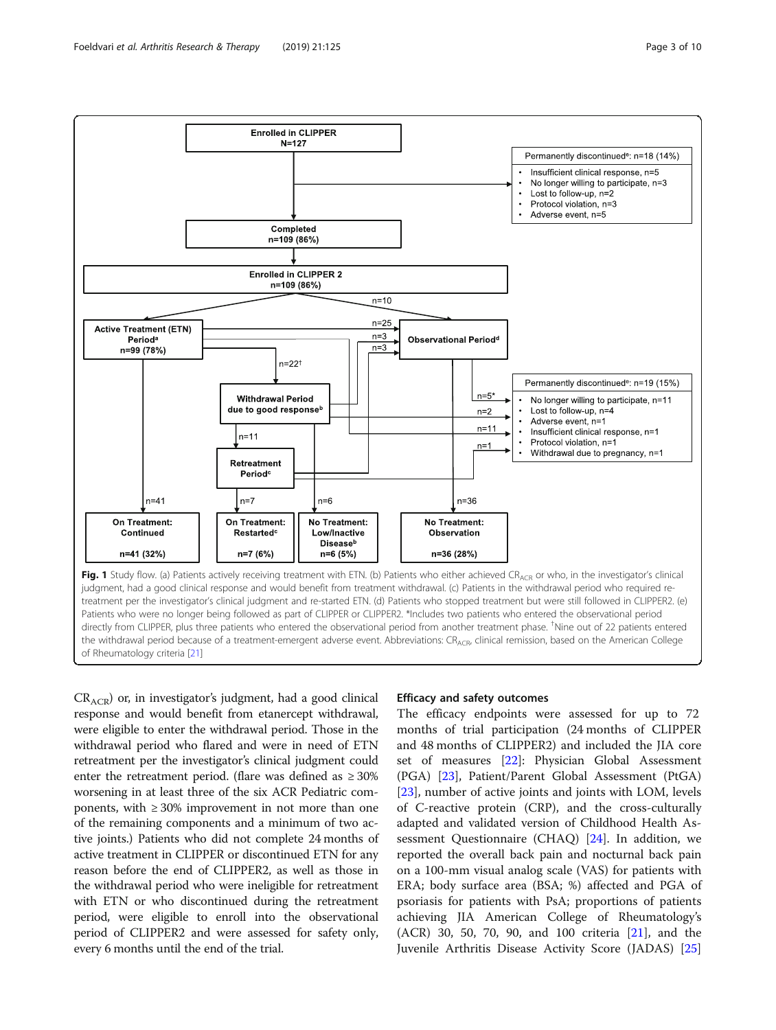**Fig. 1** Study flow. (a) Patients actively receiving treatment with ETN. (b) Patients who either achieved $CR_{ACR}$ or who, in the investigator's clinical judgment, had a good clinical response and would benefit from treatment withdrawal. (c) Patients in the withdrawal period who required re-treatment per the investigator's clinical judgment and re-started ETN. (d) Patients who stopped treatment but were still followed in CLIPPER2. (e) Patients who were no longer being followed as part of CLIPPER or CLIPPER2. *Includes two patients who entered the observational period directly from CLIPPER, plus three patients who entered the observational period from another treatment phase. †Nine out of 22 patients entered the withdrawal period because of a treatment-emergent adverse event. Abbreviations: $CR_{ACR}$, clinical remission, based on the American College of Rheumatology criteria [21]

$CR_{ACR}$) or, in investigator's judgment, had a good clinical response and would benefit from etanercept withdrawal, were eligible to enter the withdrawal period. Those in the withdrawal period who flared and were in need of ETN retreatment per the investigator's clinical judgment could enter the retreatment period. (flare was defined as ≥ 30% worsening in at least three of the six ACR Pediatric components, with ≥ 30% improvement in not more than one of the remaining components and a minimum of two active joints.) Patients who did not complete 24 months of active treatment in CLIPPER or discontinued ETN for any reason before the end of CLIPPER2, as well as those in the withdrawal period who were ineligible for retreatment with ETN or who discontinued during the retreatment period, were eligible to enroll into the observational period of CLIPPER2 and were assessed for safety only, every 6 months until the end of the trial.

## Efficacy and safety outcomes

The efficacy endpoints were assessed for up to 72 months of trial participation (24 months of CLIPPER and 48 months of CLIPPER2) and included the JIA core set of measures [22]: Physician Global Assessment (PGA) [23], Patient/Parent Global Assessment (PtGA) [23], number of active joints and joints with LOM, levels of C-reactive protein (CRP), and the cross-culturally adapted and validated version of Childhood Health Assessment Questionnaire (CHAQ) [24]. In addition, we reported the overall back pain and nocturnal back pain on a 100-mm visual analog scale (VAS) for patients with ERA; body surface area (BSA; %) affected and PGA of psoriasis for patients with PsA; proportions of patients achieving JIA American College of Rheumatology's (ACR) 30, 50, 70, 90, and 100 criteria [21], and the Juvenile Arthritis Disease Activity Score (JADAS) [25]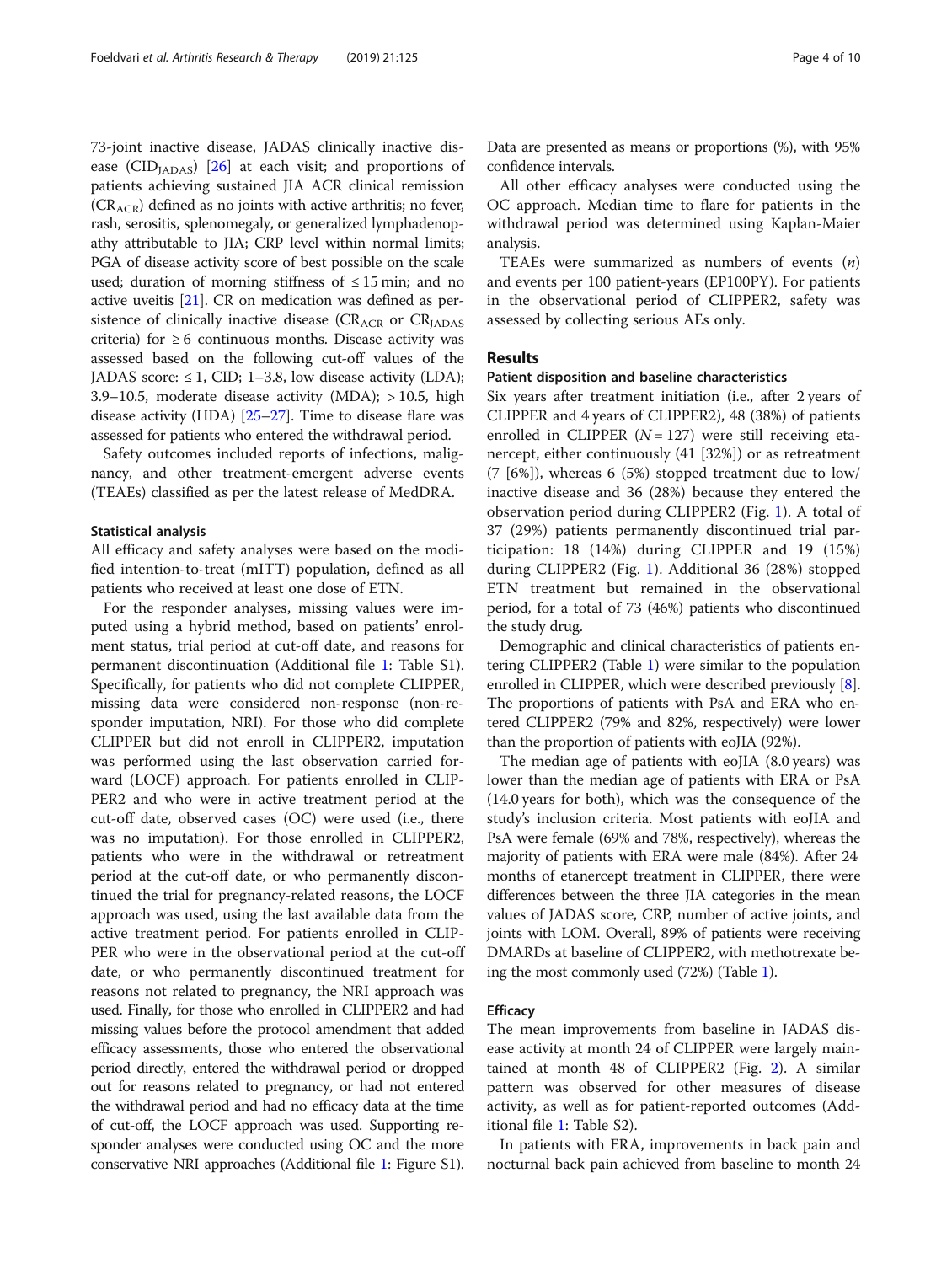73-joint inactive disease, JADAS clinically inactive disease ($CID_{JADAS}$) [26] at each visit; and proportions of patients achieving sustained JIA ACR clinical remission ($CR_{ACR}$) defined as no joints with active arthritis; no fever, rash, serositis, splenomegaly, or generalized lymphadenopathy attributable to JIA; CRP level within normal limits; PGA of disease activity score of best possible on the scale used; duration of morning stiffness of ≤ 15 min; and no active uveitis [21]. CR on medication was defined as persistence of clinically inactive disease ($CR_{ACR}$ or $CR_{JADAS}$ criteria) for ≥ 6 continuous months. Disease activity was assessed based on the following cut-off values of the JADAS score: ≤ 1, CID; 1–3.8, low disease activity (LDA); 3.9–10.5, moderate disease activity (MDA); > 10.5, high disease activity (HDA) [25–27]. Time to disease flare was assessed for patients who entered the withdrawal period.

Safety outcomes included reports of infections, malignancy, and other treatment-emergent adverse events (TEAEs) classified as per the latest release of MedDRA.

### Statistical analysis

All efficacy and safety analyses were based on the modified intention-to-treat (mITT) population, defined as all patients who received at least one dose of ETN.

For the responder analyses, missing values were imputed using a hybrid method, based on patients' enrolment status, trial period at cut-off date, and reasons for permanent discontinuation (Additional file 1: Table S1). Specifically, for patients who did not complete CLIPPER, missing data were considered non-response (non-responder imputation, NRI). For those who did complete CLIPPER but did not enroll in CLIPPER2, imputation was performed using the last observation carried forward (LOCF) approach. For patients enrolled in CLIPPER2 and who were in active treatment period at the cut-off date, observed cases (OC) were used (i.e., there was no imputation). For those enrolled in CLIPPER2, patients who were in the withdrawal or retreatment period at the cut-off date, or who permanently discontinued the trial for pregnancy-related reasons, the LOCF approach was used, using the last available data from the active treatment period. For patients enrolled in CLIPPER who were in the observational period at the cut-off date, or who permanently discontinued treatment for reasons not related to pregnancy, the NRI approach was used. Finally, for those who enrolled in CLIPPER2 and had missing values before the protocol amendment that added efficacy assessments, those who entered the observational period directly, entered the withdrawal period or dropped out for reasons related to pregnancy, or had not entered the withdrawal period and had no efficacy data at the time of cut-off, the LOCF approach was used. Supporting responder analyses were conducted using OC and the more conservative NRI approaches (Additional file 1: Figure S1). Data are presented as means or proportions (%), with 95% confidence intervals.

All other efficacy analyses were conducted using the OC approach. Median time to flare for patients in the withdrawal period was determined using Kaplan-Maier analysis.

TEAEs were summarized as numbers of events (*n*) and events per 100 patient-years (EP100PY). For patients in the observational period of CLIPPER2, safety was assessed by collecting serious AEs only.

## Results

### Patient disposition and baseline characteristics

Six years after treatment initiation (i.e., after 2 years of CLIPPER and 4 years of CLIPPER2), 48 (38%) of patients enrolled in CLIPPER ($N = 127$) were still receiving etanercept, either continuously (41 [32%]) or as retreatment (7 [6%]), whereas 6 (5%) stopped treatment due to low/inactive disease and 36 (28%) because they entered the observation period during CLIPPER2 (Fig. 1). A total of 37 (29%) patients permanently discontinued trial participation: 18 (14%) during CLIPPER and 19 (15%) during CLIPPER2 (Fig. 1). Additional 36 (28%) stopped ETN treatment but remained in the observational period, for a total of 73 (46%) patients who discontinued the study drug.

Demographic and clinical characteristics of patients entering CLIPPER2 (Table 1) were similar to the population enrolled in CLIPPER, which were described previously [8]. The proportions of patients with PsA and ERA who entered CLIPPER2 (79% and 82%, respectively) were lower than the proportion of patients with eoJIA (92%).

The median age of patients with eoJIA (8.0 years) was lower than the median age of patients with ERA or PsA (14.0 years for both), which was the consequence of the study's inclusion criteria. Most patients with eoJIA and PsA were female (69% and 78%, respectively), whereas the majority of patients with ERA were male (84%). After 24 months of etanercept treatment in CLIPPER, there were differences between the three JIA categories in the mean values of JADAS score, CRP, number of active joints, and joints with LOM. Overall, 89% of patients were receiving DMARDs at baseline of CLIPPER2, with methotrexate being the most commonly used (72%) (Table 1).

### Efficacy

The mean improvements from baseline in JADAS disease activity at month 24 of CLIPPER were largely maintained at month 48 of CLIPPER2 (Fig. 2). A similar pattern was observed for other measures of disease activity, as well as for patient-reported outcomes (Additional file 1: Table S2).

In patients with ERA, improvements in back pain and nocturnal back pain achieved from baseline to month 24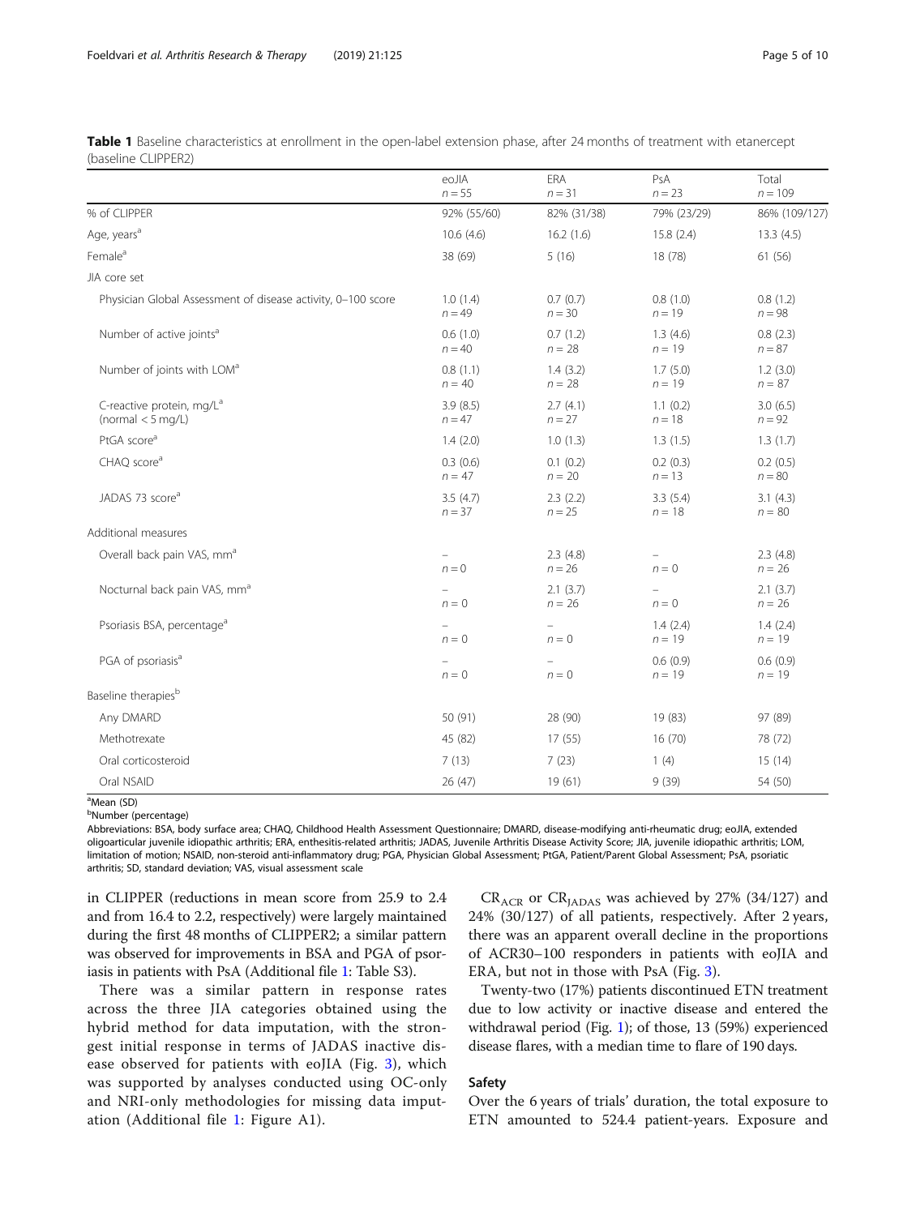**Table 1** Baseline characteristics at enrollment in the open-label extension phase, after 24 months of treatment with etanercept (baseline CLIPPER2)

| | eoJIA $n = 55$ | ERA $n = 31$ | PsA $n = 23$ | Total $n = 109$ |
|---|---|---|---|---|
| % of CLIPPER | 92% (55/60) | 82% (31/38) | 79% (23/29) | 86% (109/127) |
| Age, years[a] | 10.6 (4.6) | 16.2 (1.6) | 15.8 (2.4) | 13.3 (4.5) |
| Female[a] | 38 (69) | 5 (16) | 18 (78) | 61 (56) |
| JIA core set | | | | |
| Physician Global Assessment of disease activity, 0–100 score | 1.0 (1.4) $n = 49$ | 0.7 (0.7) $n = 30$ | 0.8 (1.0) $n = 19$ | 0.8 (1.2) $n = 98$ |
| Number of active joints[a] | 0.6 (1.0) $n = 40$ | 0.7 (1.2) $n = 28$ | 1.3 (4.6) $n = 19$ | 0.8 (2.3) $n = 87$ |
| Number of joints with LOM[a] | 0.8 (1.1) $n = 40$ | 1.4 (3.2) $n = 28$ | 1.7 (5.0) $n = 19$ | 1.2 (3.0) $n = 87$ |
| C-reactive protein, mg/L[a] (normal < 5 mg/L) | 3.9 (8.5) $n = 47$ | 2.7 (4.1) $n = 27$ | 1.1 (0.2) $n = 18$ | 3.0 (6.5) $n = 92$ |
| PtGA score[a] | 1.4 (2.0) | 1.0 (1.3) | 1.3 (1.5) | 1.3 (1.7) |
| CHAQ score[a] | 0.3 (0.6) $n = 47$ | 0.1 (0.2) $n = 20$ | 0.2 (0.3) $n = 13$ | 0.2 (0.5) $n = 80$ |
| JADAS 73 score[a] | 3.5 (4.7) $n = 37$ | 2.3 (2.2) $n = 25$ | 3.3 (5.4) $n = 18$ | 3.1 (4.3) $n = 80$ |
| Additional measures | | | | |
| Overall back pain VAS, mm[a] | – $n = 0$ | 2.3 (4.8) $n = 26$ | – $n = 0$ | 2.3 (4.8) $n = 26$ |
| Nocturnal back pain VAS, mm[a] | – $n = 0$ | 2.1 (3.7) $n = 26$ | – $n = 0$ | 2.1 (3.7) $n = 26$ |
| Psoriasis BSA, percentage[a] | – $n = 0$ | – $n = 0$ | 1.4 (2.4) $n = 19$ | 1.4 (2.4) $n = 19$ |
| PGA of psoriasis[a] | – $n = 0$ | – $n = 0$ | 0.6 (0.9) $n = 19$ | 0.6 (0.9) $n = 19$ |
| Baseline therapies[b] | | | | |
| Any DMARD | 50 (91) | 28 (90) | 19 (83) | 97 (89) |
| Methotrexate | 45 (82) | 17 (55) | 16 (70) | 78 (72) |
| Oral corticosteroid | 7 (13) | 7 (23) | 1 (4) | 15 (14) |
| Oral NSAID | 26 (47) | 19 (61) | 9 (39) | 54 (50) |

[a]Mean (SD)

[b]Number (percentage)

Abbreviations: BSA, body surface area; CHAQ, Childhood Health Assessment Questionnaire; DMARD, disease-modifying anti-rheumatic drug; eoJIA, extended oligoarticular juvenile idiopathic arthritis; ERA, enthesitis-related arthritis; JADAS, Juvenile Arthritis Disease Activity Score; JIA, juvenile idiopathic arthritis; LOM, limitation of motion; NSAID, non-steroid anti-inflammatory drug; PGA, Physician Global Assessment; PtGA, Patient/Parent Global Assessment; PsA, psoriatic arthritis; SD, standard deviation; VAS, visual assessment scale

in CLIPPER (reductions in mean score from 25.9 to 2.4 and from 16.4 to 2.2, respectively) were largely maintained during the first 48 months of CLIPPER2; a similar pattern was observed for improvements in BSA and PGA of psoriasis in patients with PsA (Additional file 1: Table S3).

There was a similar pattern in response rates across the three JIA categories obtained using the hybrid method for data imputation, with the strongest initial response in terms of JADAS inactive disease observed for patients with eoJIA (Fig. 3), which was supported by analyses conducted using OC-only and NRI-only methodologies for missing data imputation (Additional file 1: Figure A1).

$CR_{ACR}$ or $CR_{JADAS}$ was achieved by 27% (34/127) and 24% (30/127) of all patients, respectively. After 2 years, there was an apparent overall decline in the proportions of ACR30–100 responders in patients with eoJIA and ERA, but not in those with PsA (Fig. 3).

Twenty-two (17%) patients discontinued ETN treatment due to low activity or inactive disease and entered the withdrawal period (Fig. 1); of those, 13 (59%) experienced disease flares, with a median time to flare of 190 days.

## Safety

Over the 6 years of trials' duration, the total exposure to ETN amounted to 524.4 patient-years. Exposure and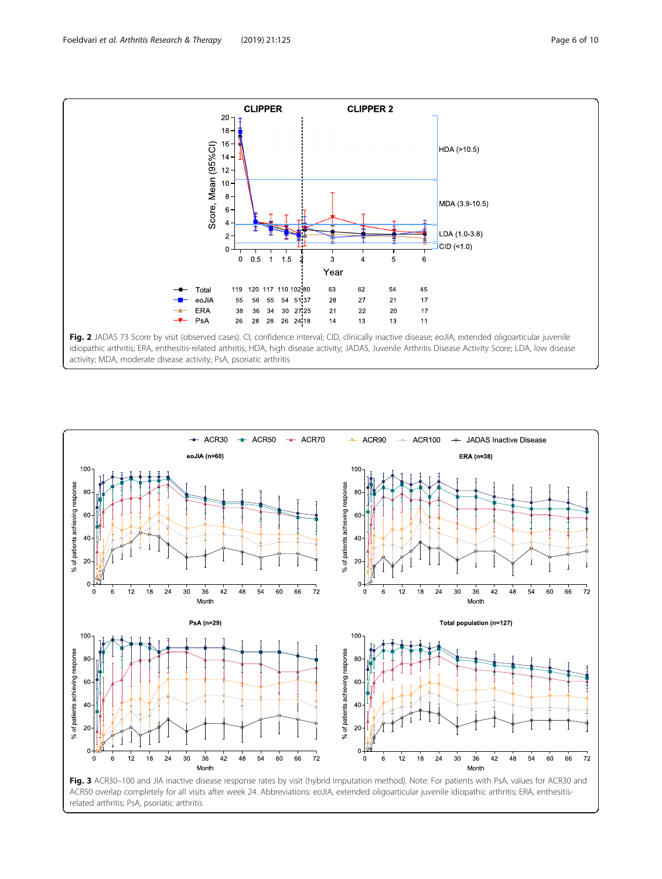**Fig. 2** JADAS 73 Score by visit (observed cases). CI, confidence interval; CID, clinically inactive disease; eoJIA, extended oligoarticular juvenile idiopathic arthritis; ERA, enthesitis-related arthritis; HDA, high disease activity; JADAS, Juvenile Arthritis Disease Activity Score; LDA, low disease activity; MDA, moderate disease activity; PsA, psoriatic arthritis

**Fig. 3** ACR30–100 and JIA inactive disease response rates by visit (hybrid imputation method). Note: For patients with PsA, values for ACR30 and ACR50 overlap completely for all visits after week 24. Abbreviations: eoJIA, extended oligoarticular juvenile idiopathic arthritis; ERA, enthesitis-related arthritis; PsA, psoriatic arthritis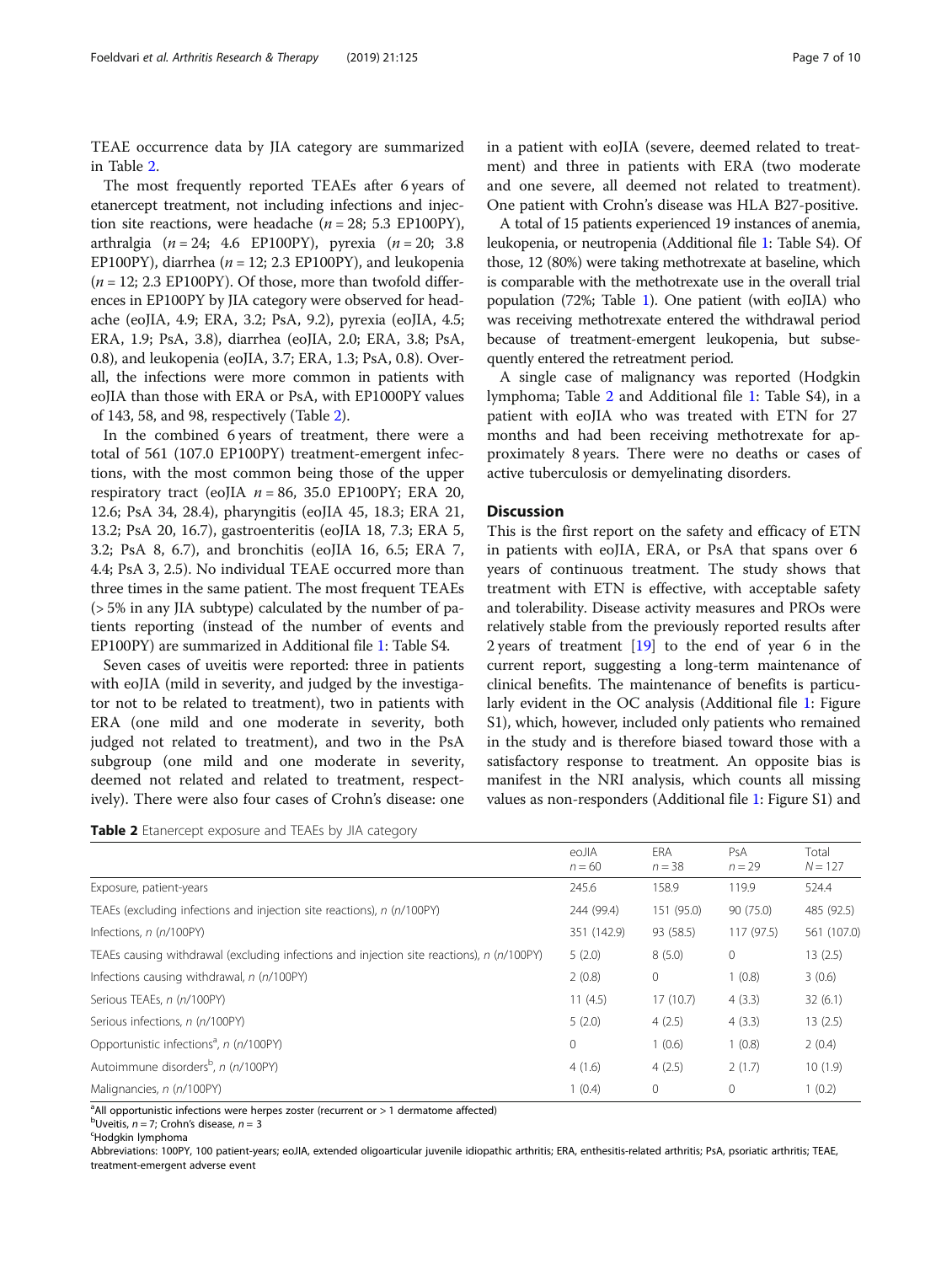TEAE occurrence data by JIA category are summarized in Table 2.

The most frequently reported TEAEs after 6 years of etanercept treatment, not including infections and injection site reactions, were headache (*n* = 28; 5.3 EP100PY), arthralgia (*n* = 24; 4.6 EP100PY), pyrexia (*n* = 20; 3.8 EP100PY), diarrhea (*n* = 12; 2.3 EP100PY), and leukopenia (*n* = 12; 2.3 EP100PY). Of those, more than twofold differences in EP100PY by JIA category were observed for headache (eoJIA, 4.9; ERA, 3.2; PsA, 9.2), pyrexia (eoJIA, 4.5; ERA, 1.9; PsA, 3.8), diarrhea (eoJIA, 2.0; ERA, 3.8; PsA, 0.8), and leukopenia (eoJIA, 3.7; ERA, 1.3; PsA, 0.8). Overall, the infections were more common in patients with eoJIA than those with ERA or PsA, with EP1000PY values of 143, 58, and 98, respectively (Table 2).

In the combined 6 years of treatment, there were a total of 561 (107.0 EP100PY) treatment-emergent infections, with the most common being those of the upper respiratory tract (eoJIA *n* = 86, 35.0 EP100PY; ERA 20, 12.6; PsA 34, 28.4), pharyngitis (eoJIA 45, 18.3; ERA 21, 13.2; PsA 20, 16.7), gastroenteritis (eoJIA 18, 7.3; ERA 5, 3.2; PsA 8, 6.7), and bronchitis (eoJIA 16, 6.5; ERA 7, 4.4; PsA 3, 2.5). No individual TEAE occurred more than three times in the same patient. The most frequent TEAEs (> 5% in any JIA subtype) calculated by the number of patients reporting (instead of the number of events and EP100PY) are summarized in Additional file 1: Table S4.

Seven cases of uveitis were reported: three in patients with eoJIA (mild in severity, and judged by the investigator not to be related to treatment), two in patients with ERA (one mild and one moderate in severity, both judged not related to treatment), and two in the PsA subgroup (one mild and one moderate in severity, deemed not related and related to treatment, respectively). There were also four cases of Crohn's disease: one in a patient with eoJIA (severe, deemed related to treatment) and three in patients with ERA (two moderate and one severe, all deemed not related to treatment). One patient with Crohn's disease was HLA B27-positive.

A total of 15 patients experienced 19 instances of anemia, leukopenia, or neutropenia (Additional file 1: Table S4). Of those, 12 (80%) were taking methotrexate at baseline, which is comparable with the methotrexate use in the overall trial population (72%; Table 1). One patient (with eoJIA) who was receiving methotrexate entered the withdrawal period because of treatment-emergent leukopenia, but subsequently entered the retreatment period.

A single case of malignancy was reported (Hodgkin lymphoma; Table 2 and Additional file 1: Table S4), in a patient with eoJIA who was treated with ETN for 27 months and had been receiving methotrexate for approximately 8 years. There were no deaths or cases of active tuberculosis or demyelinating disorders.

## Discussion

This is the first report on the safety and efficacy of ETN in patients with eoJIA, ERA, or PsA that spans over 6 years of continuous treatment. The study shows that treatment with ETN is effective, with acceptable safety and tolerability. Disease activity measures and PROs were relatively stable from the previously reported results after 2 years of treatment [19] to the end of year 6 in the current report, suggesting a long-term maintenance of clinical benefits. The maintenance of benefits is particularly evident in the OC analysis (Additional file 1: Figure S1), which, however, included only patients who remained in the study and is therefore biased toward those with a satisfactory response to treatment. An opposite bias is manifest in the NRI analysis, which counts all missing values as non-responders (Additional file 1: Figure S1) and

**Table 2** Etanercept exposure and TEAEs by JIA category

| | eoJIA *n* = 60 | ERA *n* = 38 | PsA *n* = 29 | Total *N* = 127 |
|---|---|---|---|---|
| Exposure, patient-years | 245.6 | 158.9 | 119.9 | 524.4 |
| TEAEs (excluding infections and injection site reactions), *n* (*n*/100PY) | 244 (99.4) | 151 (95.0) | 90 (75.0) | 485 (92.5) |
| Infections, *n* (*n*/100PY) | 351 (142.9) | 93 (58.5) | 117 (97.5) | 561 (107.0) |
| TEAEs causing withdrawal (excluding infections and injection site reactions), *n* (*n*/100PY) | 5 (2.0) | 8 (5.0) | 0 | 13 (2.5) |
| Infections causing withdrawal, *n* (*n*/100PY) | 2 (0.8) | 0 | 1 (0.8) | 3 (0.6) |
| Serious TEAEs, *n* (*n*/100PY) | 11 (4.5) | 17 (10.7) | 4 (3.3) | 32 (6.1) |
| Serious infections, *n* (*n*/100PY) | 5 (2.0) | 4 (2.5) | 4 (3.3) | 13 (2.5) |
| Opportunistic infections[a], *n* (*n*/100PY) | 0 | 1 (0.6) | 1 (0.8) | 2 (0.4) |
| Autoimmune disorders[b], *n* (*n*/100PY) | 4 (1.6) | 4 (2.5) | 2 (1.7) | 10 (1.9) |
| Malignancies, *n* (*n*/100PY) | 1 (0.4) | 0 | 0 | 1 (0.2) |

[a]All opportunistic infections were herpes zoster (recurrent or > 1 dermatome affected)
[b]Uveitis, *n* = 7; Crohn's disease, *n* = 3
[c]Hodgkin lymphoma
Abbreviations: 100PY, 100 patient-years; eoJIA, extended oligoarticular juvenile idiopathic arthritis; ERA, enthesitis-related arthritis; PsA, psoriatic arthritis; TEAE, treatment-emergent adverse event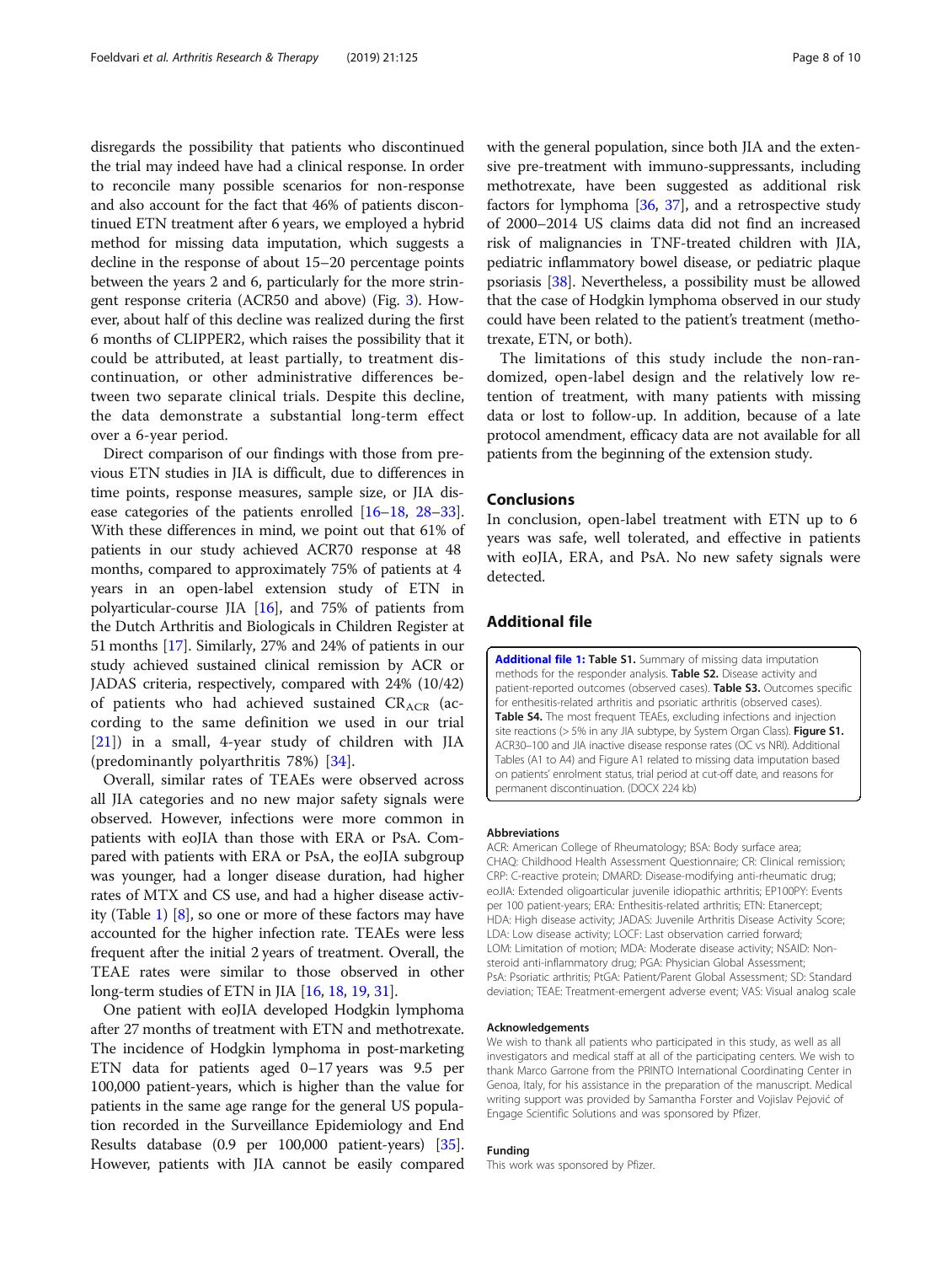disregards the possibility that patients who discontinued the trial may indeed have had a clinical response. In order to reconcile many possible scenarios for non-response and also account for the fact that 46% of patients discontinued ETN treatment after 6 years, we employed a hybrid method for missing data imputation, which suggests a decline in the response of about 15–20 percentage points between the years 2 and 6, particularly for the more stringent response criteria (ACR50 and above) (Fig. 3). However, about half of this decline was realized during the first 6 months of CLIPPER2, which raises the possibility that it could be attributed, at least partially, to treatment discontinuation, or other administrative differences between two separate clinical trials. Despite this decline, the data demonstrate a substantial long-term effect over a 6-year period.

Direct comparison of our findings with those from previous ETN studies in JIA is difficult, due to differences in time points, response measures, sample size, or JIA disease categories of the patients enrolled [16–18, 28–33]. With these differences in mind, we point out that 61% of patients in our study achieved ACR70 response at 48 months, compared to approximately 75% of patients at 4 years in an open-label extension study of ETN in polyarticular-course JIA [16], and 75% of patients from the Dutch Arthritis and Biologicals in Children Register at 51 months [17]. Similarly, 27% and 24% of patients in our study achieved sustained clinical remission by ACR or JADAS criteria, respectively, compared with 24% (10/42) of patients who had achieved sustained $CR_{ACR}$ (according to the same definition we used in our trial [21]) in a small, 4-year study of children with JIA (predominantly polyarthritis 78%) [34].

Overall, similar rates of TEAEs were observed across all JIA categories and no new major safety signals were observed. However, infections were more common in patients with eoJIA than those with ERA or PsA. Compared with patients with ERA or PsA, the eoJIA subgroup was younger, had a longer disease duration, had higher rates of MTX and CS use, and had a higher disease activity (Table 1) [8], so one or more of these factors may have accounted for the higher infection rate. TEAEs were less frequent after the initial 2 years of treatment. Overall, the TEAE rates were similar to those observed in other long-term studies of ETN in JIA [16, 18, 19, 31].

One patient with eoJIA developed Hodgkin lymphoma after 27 months of treatment with ETN and methotrexate. The incidence of Hodgkin lymphoma in post-marketing ETN data for patients aged 0–17 years was 9.5 per 100,000 patient-years, which is higher than the value for patients in the same age range for the general US population recorded in the Surveillance Epidemiology and End Results database (0.9 per 100,000 patient-years) [35]. However, patients with JIA cannot be easily compared with the general population, since both JIA and the extensive pre-treatment with immuno-suppressants, including methotrexate, have been suggested as additional risk factors for lymphoma [36, 37], and a retrospective study of 2000–2014 US claims data did not find an increased risk of malignancies in TNF-treated children with JIA, pediatric inflammatory bowel disease, or pediatric plaque psoriasis [38]. Nevertheless, a possibility must be allowed that the case of Hodgkin lymphoma observed in our study could have been related to the patient's treatment (methotrexate, ETN, or both).

The limitations of this study include the non-randomized, open-label design and the relatively low retention of treatment, with many patients with missing data or lost to follow-up. In addition, because of a late protocol amendment, efficacy data are not available for all patients from the beginning of the extension study.

## Conclusions

In conclusion, open-label treatment with ETN up to 6 years was safe, well tolerated, and effective in patients with eoJIA, ERA, and PsA. No new safety signals were detected.

## Additional file

**Additional file 1: Table S1.** Summary of missing data imputation methods for the responder analysis. **Table S2.** Disease activity and patient-reported outcomes (observed cases). **Table S3.** Outcomes specific for enthesitis-related arthritis and psoriatic arthritis (observed cases). **Table S4.** The most frequent TEAEs, excluding infections and injection site reactions (> 5% in any JIA subtype, by System Organ Class). **Figure S1.** ACR30–100 and JIA inactive disease response rates (OC vs NRI). Additional Tables (A1 to A4) and Figure A1 related to missing data imputation based on patients' enrolment status, trial period at cut-off date, and reasons for permanent discontinuation. (DOCX 224 kb)

#### Abbreviations

ACR: American College of Rheumatology; BSA: Body surface area; CHAQ: Childhood Health Assessment Questionnaire; CR: Clinical remission; CRP: C-reactive protein; DMARD: Disease-modifying anti-rheumatic drug; eoJIA: Extended oligoarticular juvenile idiopathic arthritis; EP100PY: Events per 100 patient-years; ERA: Enthesitis-related arthritis; ETN: Etanercept; HDA: High disease activity; JADAS: Juvenile Arthritis Disease Activity Score; LDA: Low disease activity; LOCF: Last observation carried forward; LOM: Limitation of motion; MDA: Moderate disease activity; NSAID: Non-steroid anti-inflammatory drug; PGA: Physician Global Assessment; PsA: Psoriatic arthritis; PtGA: Patient/Parent Global Assessment; SD: Standard deviation; TEAE: Treatment-emergent adverse event; VAS: Visual analog scale

#### Acknowledgements

We wish to thank all patients who participated in this study, as well as all investigators and medical staff at all of the participating centers. We wish to thank Marco Garrone from the PRINTO International Coordinating Center in Genoa, Italy, for his assistance in the preparation of the manuscript. Medical writing support was provided by Samantha Forster and Vojislav Pejović of Engage Scientific Solutions and was sponsored by Pfizer.

#### Funding

This work was sponsored by Pfizer.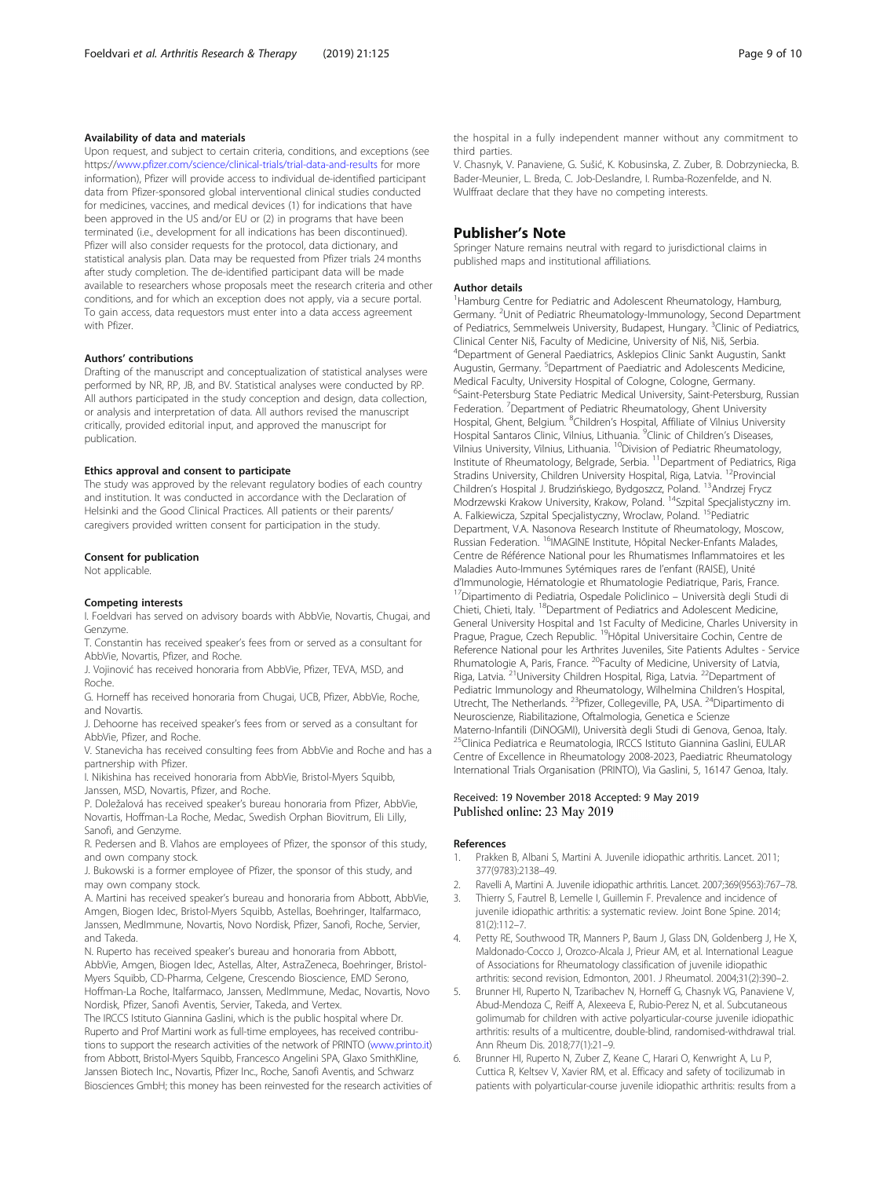#### Availability of data and materials

Upon request, and subject to certain criteria, conditions, and exceptions (see https://www.pfizer.com/science/clinical-trials/trial-data-and-results for more information), Pfizer will provide access to individual de-identified participant data from Pfizer-sponsored global interventional clinical studies conducted for medicines, vaccines, and medical devices (1) for indications that have been approved in the US and/or EU or (2) in programs that have been terminated (i.e., development for all indications has been discontinued). Pfizer will also consider requests for the protocol, data dictionary, and statistical analysis plan. Data may be requested from Pfizer trials 24 months after study completion. The de-identified participant data will be made available to researchers whose proposals meet the research criteria and other conditions, and for which an exception does not apply, via a secure portal. To gain access, data requestors must enter into a data access agreement with Pfizer.

#### Authors' contributions

Drafting of the manuscript and conceptualization of statistical analyses were performed by NR, RP, JB, and BV. Statistical analyses were conducted by RP. All authors participated in the study conception and design, data collection, or analysis and interpretation of data. All authors revised the manuscript critically, provided editorial input, and approved the manuscript for publication.

#### Ethics approval and consent to participate

The study was approved by the relevant regulatory bodies of each country and institution. It was conducted in accordance with the Declaration of Helsinki and the Good Clinical Practices. All patients or their parents/caregivers provided written consent for participation in the study.

#### Consent for publication

Not applicable.

#### Competing interests

I. Foeldvari has served on advisory boards with AbbVie, Novartis, Chugai, and Genzyme.

T. Constantin has received speaker's fees from or served as a consultant for AbbVie, Novartis, Pfizer, and Roche.

J. Vojinović has received honoraria from AbbVie, Pfizer, TEVA, MSD, and Roche.

G. Horneff has received honoraria from Chugai, UCB, Pfizer, AbbVie, Roche, and Novartis.

J. Dehoorne has received speaker's fees from or served as a consultant for AbbVie, Pfizer, and Roche.

V. Stanevicha has received consulting fees from AbbVie and Roche and has a partnership with Pfizer.

I. Nikishina has received honoraria from AbbVie, Bristol-Myers Squibb, Janssen, MSD, Novartis, Pfizer, and Roche.

P. Doležalová has received speaker's bureau honoraria from Pfizer, AbbVie, Novartis, Hoffman-La Roche, Medac, Swedish Orphan Biovitrum, Eli Lilly, Sanofi, and Genzyme.

R. Pedersen and B. Vlahos are employees of Pfizer, the sponsor of this study, and own company stock.

J. Bukowski is a former employee of Pfizer, the sponsor of this study, and may own company stock.

A. Martini has received speaker's bureau and honoraria from Abbott, AbbVie, Amgen, Biogen Idec, Bristol-Myers Squibb, Astellas, Boehringer, Italfarmaco, Janssen, MedImmune, Novartis, Novo Nordisk, Pfizer, Sanofi, Roche, Servier, and Takeda.

N. Ruperto has received speaker's bureau and honoraria from Abbott, AbbVie, Amgen, Biogen Idec, Astellas, Alter, AstraZeneca, Boehringer, Bristol-Myers Squibb, CD-Pharma, Celgene, Crescendo Bioscience, EMD Serono, Hoffman-La Roche, Italfarmaco, Janssen, MedImmune, Medac, Novartis, Novo Nordisk, Pfizer, Sanofi Aventis, Servier, Takeda, and Vertex.

The IRCCS Istituto Giannina Gaslini, which is the public hospital where Dr. Ruperto and Prof Martini work as full-time employees, has received contributions to support the research activities of the network of PRINTO (www.printo.it) from Abbott, Bristol-Myers Squibb, Francesco Angelini SPA, Glaxo SmithKline, Janssen Biotech Inc., Novartis, Pfizer Inc., Roche, Sanofi Aventis, and Schwarz Biosciences GmbH; this money has been reinvested for the research activities of the hospital in a fully independent manner without any commitment to third parties.

V. Chasnyk, V. Panaviene, G. Sušić, K. Kobusinska, Z. Zuber, B. Dobrzyniecka, B. Bader-Meunier, L. Breda, C. Job-Deslandre, I. Rumba-Rozenfelde, and N. Wulffraat declare that they have no competing interests.

## Publisher's Note

Springer Nature remains neutral with regard to jurisdictional claims in published maps and institutional affiliations.

#### Author details

[1]Hamburg Centre for Pediatric and Adolescent Rheumatology, Hamburg, Germany. [2]Unit of Pediatric Rheumatology-Immunology, Second Department of Pediatrics, Semmelweis University, Budapest, Hungary. [3]Clinic of Pediatrics, Clinical Center Niš, Faculty of Medicine, University of Niš, Niš, Serbia. [4]Department of General Paediatrics, Asklepios Clinic Sankt Augustin, Sankt Augustin, Germany. [5]Department of Paediatric and Adolescents Medicine, Medical Faculty, University Hospital of Cologne, Cologne, Germany. [6]Saint-Petersburg State Pediatric Medical University, Saint-Petersburg, Russian Federation. [7]Department of Pediatric Rheumatology, Ghent University Hospital, Ghent, Belgium. [8]Children's Hospital, Affiliate of Vilnius University Hospital Santaros Clinic, Vilnius, Lithuania. [9]Clinic of Children's Diseases, Vilnius University, Vilnius, Lithuania. [10]Division of Pediatric Rheumatology, Institute of Rheumatology, Belgrade, Serbia. [11]Department of Pediatrics, Riga Stradins University, Children University Hospital, Riga, Latvia. [12]Provincial Children's Hospital J. Brudzińskiego, Bydgoszcz, Poland. [13]Andrzej Frycz Modrzewski Krakow University, Krakow, Poland. [14]Szpital Specjalistyczny im. A. Falkiewicza, Szpital Specjalistyczny, Wroclaw, Poland. [15]Pediatric Department, V.A. Nasonova Research Institute of Rheumatology, Moscow, Russian Federation. [16]IMAGINE Institute, Hôpital Necker-Enfants Malades, Centre de Référence National pour les Rhumatismes Inflammatoires et les Maladies Auto-Immunes Sytémiques rares de l'enfant (RAISE), Unité d'Immunologie, Hématologie et Rhumatologie Pediatrique, Paris, France. [17]Dipartimento di Pediatria, Ospedale Policlinico – Università degli Studi di Chieti, Chieti, Italy. [18]Department of Pediatrics and Adolescent Medicine, General University Hospital and 1st Faculty of Medicine, Charles University in Prague, Prague, Czech Republic. [19]Hôpital Universitaire Cochin, Centre de Reference National pour les Arthrites Juveniles, Site Patients Adultes - Service Rhumatologie A, Paris, France. [20]Faculty of Medicine, University of Latvia, Riga, Latvia. [21]University Children Hospital, Riga, Latvia. [22]Department of Pediatric Immunology and Rheumatology, Wilhelmina Children's Hospital, Utrecht, The Netherlands. [23]Pfizer, Collegeville, PA, USA. [24]Dipartimento di Neuroscienze, Riabilitazione, Oftalmologia, Genetica e Scienze Materno-Infantili (DiNOGMI), Università degli Studi di Genova, Genoa, Italy. [25]Clinica Pediatrica e Reumatologia, IRCCS Istituto Giannina Gaslini, EULAR Centre of Excellence in Rheumatology 2008-2023, Paediatric Rheumatology International Trials Organisation (PRINTO), Via Gaslini, 5, 16147 Genoa, Italy.

Received: 19 November 2018 Accepted: 9 May 2019
Published online: 23 May 2019

#### References

1. Prakken B, Albani S, Martini A. Juvenile idiopathic arthritis. Lancet. 2011;377(9783):2138–49.
2. Ravelli A, Martini A. Juvenile idiopathic arthritis. Lancet. 2007;369(9563):767–78.
3. Thierry S, Fautrel B, Lemelle I, Guillemin F. Prevalence and incidence of juvenile idiopathic arthritis: a systematic review. Joint Bone Spine. 2014;81(2):112–7.
4. Petty RE, Southwood TR, Manners P, Baum J, Glass DN, Goldenberg J, He X, Maldonado-Cocco J, Orozco-Alcala J, Prieur AM, et al. International League of Associations for Rheumatology classification of juvenile idiopathic arthritis: second revision, Edmonton, 2001. J Rheumatol. 2004;31(2):390–2.
5. Brunner HI, Ruperto N, Tzaribachev N, Horneff G, Chasnyk VG, Panaviene V, Abud-Mendoza C, Reiff A, Alexeeva E, Rubio-Perez N, et al. Subcutaneous golimumab for children with active polyarticular-course juvenile idiopathic arthritis: results of a multicentre, double-blind, randomised-withdrawal trial. Ann Rheum Dis. 2018;77(1):21–9.
6. Brunner HI, Ruperto N, Zuber Z, Keane C, Harari O, Kenwright A, Lu P, Cuttica R, Keltsev V, Xavier RM, et al. Efficacy and safety of tocilizumab in patients with polyarticular-course juvenile idiopathic arthritis: results from a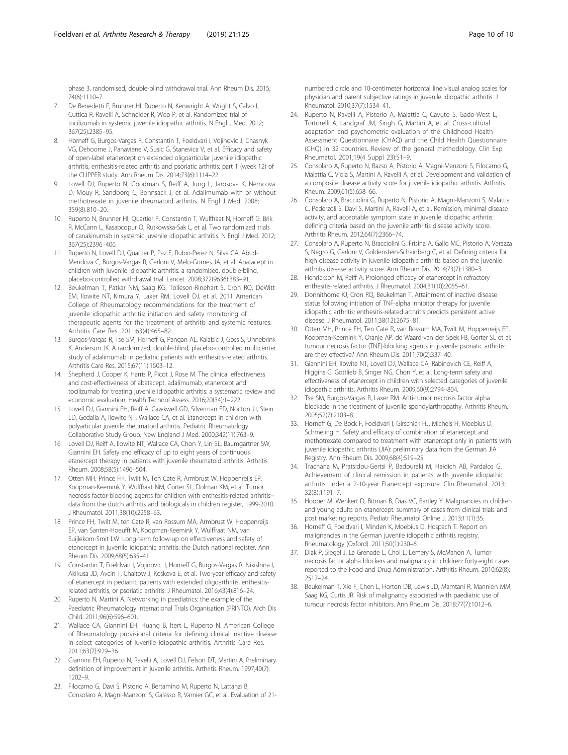phase 3, randomised, double-blind withdrawal trial. Ann Rheum Dis. 2015; 74(6):1110–7.

7. De Benedetti F, Brunner HI, Ruperto N, Kenwright A, Wright S, Calvo I, Cuttica R, Ravelli A, Schneider R, Woo P, et al. Randomized trial of tocilizumab in systemic juvenile idiopathic arthritis. N Engl J Med. 2012; 367(25):2385–95.
8. Horneff G, Burgos-Vargas R, Constantin T, Foeldvari I, Vojinovic J, Chasnyk VG, Dehoorne J, Panaviene V, Susic G, Stanevica V, et al. Efficacy and safety of open-label etanercept on extended oligoarticular juvenile idiopathic arthritis, enthesitis-related arthritis and psoriatic arthritis: part 1 (week 12) of the CLIPPER study. Ann Rheum Dis. 2014;73(6):1114–22.
9. Lovell DJ, Ruperto N, Goodman S, Reiff A, Jung L, Jarosova K, Nemcova D, Mouy R, Sandborg C, Bohnsack J, et al. Adalimumab with or without methotrexate in juvenile rheumatoid arthritis. N Engl J Med. 2008; 359(8):810–20.
10. Ruperto N, Brunner HI, Quartier P, Constantin T, Wulffraat N, Horneff G, Brik R, McCann L, Kasapcopur O, Rutkowska-Sak L, et al. Two randomized trials of canakinumab in systemic juvenile idiopathic arthritis. N Engl J Med. 2012; 367(25):2396–406.
11. Ruperto N, Lovell DJ, Quartier P, Paz E, Rubio-Perez N, Silva CA, Abud-Mendoza C, Burgos-Vargas R, Gerloni V, Melo-Gomes JA, et al. Abatacept in children with juvenile idiopathic arthritis: a randomised, double-blind, placebo-controlled withdrawal trial. Lancet. 2008;372(9636):383–91.
12. Beukelman T, Patkar NM, Saag KG, Tolleson-Rinehart S, Cron RQ, DeWitt EM, Ilowite NT, Kimura Y, Laxer RM, Lovell DJ, et al. 2011 American College of Rheumatology recommendations for the treatment of juvenile idiopathic arthritis: initiation and safety monitoring of therapeutic agents for the treatment of arthritis and systemic features. Arthritis Care Res. 2011;63(4):465–82.
13. Burgos-Vargas R, Tse SM, Horneff G, Pangan AL, Kalabic J, Goss S, Unnebrink K, Anderson JK. A randomized, double-blind, placebo-controlled multicenter study of adalimumab in pediatric patients with enthesitis-related arthritis. Arthritis Care Res. 2015;67(11):1503–12.
14. Shepherd J, Cooper K, Harris P, Picot J, Rose M. The clinical effectiveness and cost-effectiveness of abatacept, adalimumab, etanercept and tocilizumab for treating juvenile idiopathic arthritis: a systematic review and economic evaluation. Health Technol Assess. 2016;20(34):1–222.
15. Lovell DJ, Giannini EH, Reiff A, Cawkwell GD, Silverman ED, Nocton JJ, Stein LD, Gedalia A, Ilowite NT, Wallace CA, et al. Etanercept in children with polyarticular juvenile rheumatoid arthritis. Pediatric Rheumatology Collaborative Study Group. New England J Med. 2000;342(11):763–9.
16. Lovell DJ, Reiff A, Ilowite NT, Wallace CA, Chon Y, Lin SL, Baumgartner SW, Giannini EH. Safety and efficacy of up to eight years of continuous etanercept therapy in patients with juvenile rheumatoid arthritis. Arthritis Rheum. 2008;58(5):1496–504.
17. Otten MH, Prince FH, Twilt M, Ten Cate R, Armbrust W, Hoppenreijs EP, Koopman-Keemink Y, Wulffraat NM, Gorter SL, Dolman KM, et al. Tumor necrosis factor-blocking agents for children with enthesitis-related arthritis--data from the dutch arthritis and biologicals in children register, 1999-2010. J Rheumatol. 2011;38(10):2258–63.
18. Prince FH, Twilt M, ten Cate R, van Rossum MA, Armbrust W, Hoppenreijs EP, van Santen-Hoeufft M, Koopman-Keemink Y, Wulffraat NM, van Suijlekom-Smit LW. Long-term follow-up on effectiveness and safety of etanercept in juvenile idiopathic arthritis: the Dutch national register. Ann Rheum Dis. 2009;68(5):635–41.
19. Constantin T, Foeldvari I, Vojinovic J, Horneff G, Burgos-Vargas R, Nikishina I, Akikusa JD, Avcin T, Chaitow J, Koskova E, et al. Two-year efficacy and safety of etanercept in pediatric patients with extended oligoarthritis, enthesitis-related arthritis, or psoriatic arthritis. J Rheumatol. 2016;43(4):816–24.
20. Ruperto N, Martini A. Networking in paediatrics: the example of the Paediatric Rheumatology International Trials Organisation (PRINTO). Arch Dis Child. 2011;96(6):596–601.
21. Wallace CA, Giannini EH, Huang B, Itert L, Ruperto N. American College of Rheumatology provisional criteria for defining clinical inactive disease in select categories of juvenile idiopathic arthritis. Arthritis Care Res. 2011;63(7):929–36.
22. Giannini EH, Ruperto N, Ravelli A, Lovell DJ, Felson DT, Martini A. Preliminary definition of improvement in juvenile arthritis. Arthritis Rheum. 1997;40(7): 1202–9.
23. Filocamo G, Davi S, Pistorio A, Bertamino M, Ruperto N, Lattanzi B, Consolaro A, Magni-Manzoni S, Galasso R, Varnier GC, et al. Evaluation of 21-numbered circle and 10-centimeter horizontal line visual analog scales for physician and parent subjective ratings in juvenile idiopathic arthritis. J Rheumatol. 2010;37(7):1534–41.
24. Ruperto N, Ravelli A, Pistorio A, Malattia C, Cavuto S, Gado-West L, Tortorelli A, Landgraf JM, Singh G, Martini A, et al. Cross-cultural adaptation and psychometric evaluation of the Childhood Health Assessment Questionnaire (CHAQ) and the Child Health Questionnaire (CHQ) in 32 countries. Review of the general methodology. Clin Exp Rheumatol. 2001;19(4 Suppl 23):S1–9.
25. Consolaro A, Ruperto N, Bazso A, Pistorio A, Magni-Manzoni S, Filocamo G, Malattia C, Viola S, Martini A, Ravelli A, et al. Development and validation of a composite disease activity score for juvenile idiopathic arthritis. Arthritis Rheum. 2009;61(5):658–66.
26. Consolaro A, Bracciolini G, Ruperto N, Pistorio A, Magni-Manzoni S, Malattia C, Pederzoli S, Davi S, Martini A, Ravelli A, et al. Remission, minimal disease activity, and acceptable symptom state in juvenile idiopathic arthritis: defining criteria based on the juvenile arthritis disease activity score. Arthritis Rheum. 2012;64(7):2366–74.
27. Consolaro A, Ruperto N, Bracciolini G, Frisina A, Gallo MC, Pistorio A, Verazza S, Negro G, Gerloni V, Goldenstein-Schainberg C, et al. Defining criteria for high disease activity in juvenile idiopathic arthritis based on the juvenile arthritis disease activity score. Ann Rheum Dis. 2014;73(7):1380–3.
28. Henrickson M, Reiff A. Prolonged efficacy of etanercept in refractory enthesitis-related arthritis. J Rheumatol. 2004;31(10):2055–61.
29. Donnithorne KJ, Cron RQ, Beukelman T. Attainment of inactive disease status following initiation of TNF-alpha inhibitor therapy for juvenile idiopathic arthritis: enthesitis-related arthritis predicts persistent active disease. J Rheumatol. 2011;38(12):2675–81.
30. Otten MH, Prince FH, Ten Cate R, van Rossum MA, Twilt M, Hoppenreijs EP, Koopman-Keemink Y, Oranje AP. de Waard-van der Spek FB, Gorter SL et al: tumour necrosis factor (TNF)-blocking agents in juvenile psoriatic arthritis: are they effective? Ann Rheum Dis. 2011;70(2):337–40.
31. Giannini EH, Ilowite NT, Lovell DJ, Wallace CA, Rabinovich CE, Reiff A, Higgins G, Gottlieb B, Singer NG, Chon Y, et al. Long-term safety and effectiveness of etanercept in children with selected categories of juvenile idiopathic arthritis. Arthritis Rheum. 2009;60(9):2794–804.
32. Tse SM, Burgos-Vargas R, Laxer RM. Anti-tumor necrosis factor alpha blockade in the treatment of juvenile spondylarthropathy. Arthritis Rheum. 2005;52(7):2103–8.
33. Horneff G, De Bock F, Foeldvari I, Girschick HJ, Michels H, Moebius D, Schmeling H. Safety and efficacy of combination of etanercept and methotrexate compared to treatment with etanercept only in patients with juvenile idiopathic arthritis (JIA): preliminary data from the German JIA Registry. Ann Rheum Dis. 2009;68(4):519–25.
34. Trachana M, Pratsidou-Gertsi P, Badouraki M, Haidich AB, Pardalos G. Achievement of clinical remission in patients with juvenile idiopathic arthritis under a 2-10-year Etanercept exposure. Clin Rheumatol. 2013; 32(8):1191–7.
35. Hooper M, Wenkert D, Bitman B, Dias VC, Bartley Y. Malignancies in children and young adults on etanercept: summary of cases from clinical trials and post marketing reports. Pediatr Rheumatol Online J. 2013;11(1):35.
36. Horneff G, Foeldvari I, Minden K, Moebius D, Hospach T. Report on malignancies in the German juvenile idiopathic arthritis registry. Rheumatology (Oxford). 2011;50(1):230–6.
37. Diak P, Siegel J, La Grenade L, Choi L, Lemery S, McMahon A. Tumor necrosis factor alpha blockers and malignancy in children: forty-eight cases reported to the Food and Drug Administration. Arthritis Rheum. 2010;62(8): 2517–24.
38. Beukelman T, Xie F, Chen L, Horton DB, Lewis JD, Mamtani R, Mannion MM, Saag KG, Curtis JR. Risk of malignancy associated with paediatric use of tumour necrosis factor inhibitors. Ann Rheum Dis. 2018;77(7):1012–6.